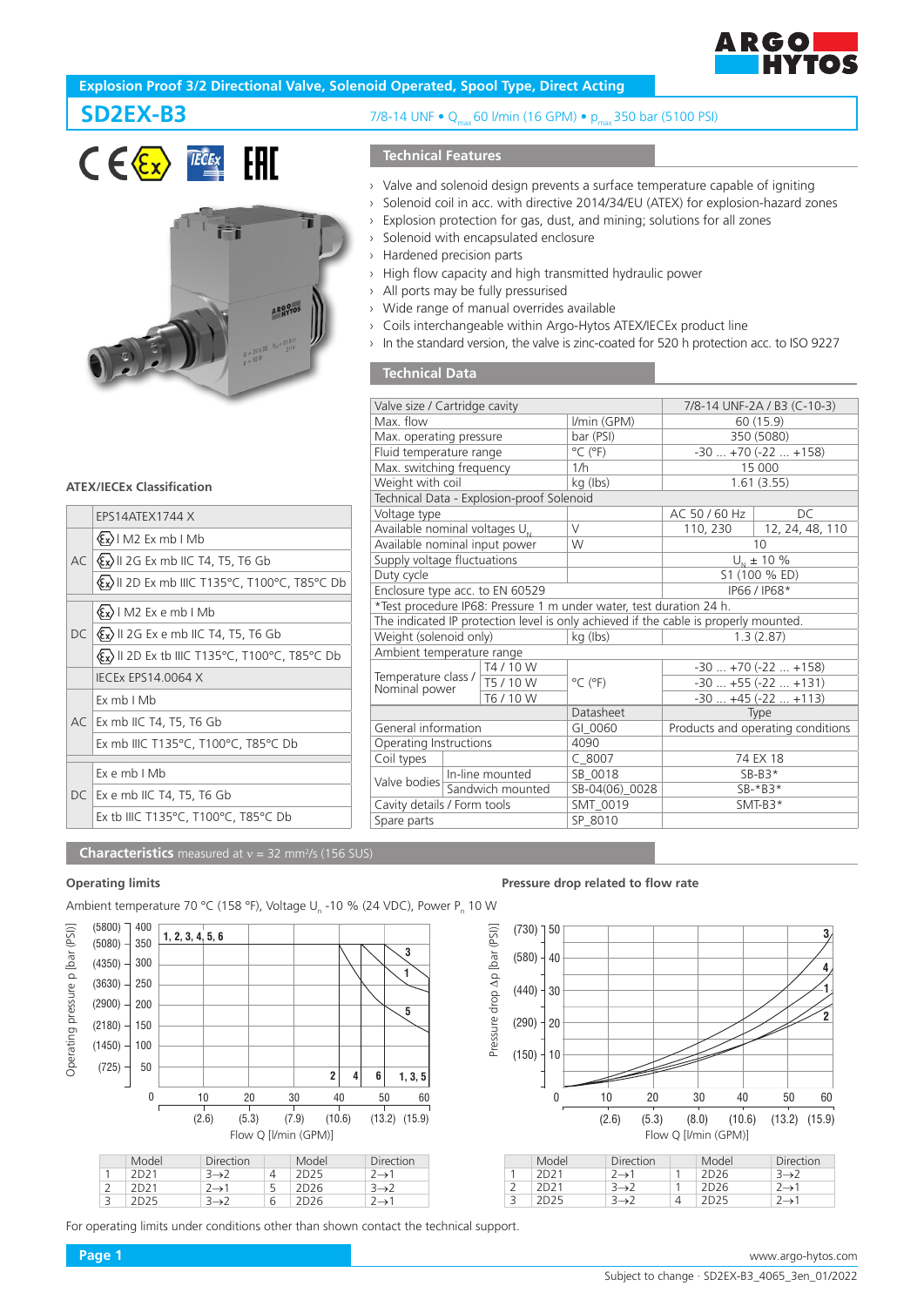# Explosion Proof 3/2 Directional Valve, Solenoid Operated, Spool Type, Direct Acting

## SD2EX-B3

7/8-14 UNF • $Q_{max}$ 60 l/min (16 GPM) • $p_{max}$ 350 bar (5100 PSI)

### Technical Features

- Valve and solenoid design prevents a surface temperature capable of igniting
- Solenoid coil in acc. with directive 2014/34/EU (ATEX) for explosion-hazard zones
- Explosion protection for gas, dust, and mining; solutions for all zones
- Solenoid with encapsulated enclosure
- Hardened precision parts
- High flow capacity and high transmitted hydraulic power
- All ports may be fully pressurised
- Wide range of manual overrides available
- Coils interchangeable within Argo-Hytos ATEX/IECEx product line
- In the standard version, the valve is zinc-coated for 520 h protection acc. to ISO 9227

### ATEX/IECEx Classification

| | |
|---|---|
| | EPS14ATEX1744 X |
| AC | Ⓔx I M2 Ex mb I Mb |
| | Ⓔx II 2G Ex mb IIC T4, T5, T6 Gb |
| | Ⓔx II 2D Ex mb IIIC T135°C, T100°C, T85°C Db |
| DC | Ⓔx I M2 Ex e mb I Mb |
| | Ⓔx II 2G Ex e mb IIC T4, T5, T6 Gb |
| | Ⓔx II 2D Ex tb IIIC T135°C, T100°C, T85°C Db |
| | IECEx EPS14.0064 X |
| AC | Ex mb I Mb |
| | Ex mb IIC T4, T5, T6 Gb |
| | Ex mb IIIC T135°C, T100°C, T85°C Db |
| DC | Ex e mb I Mb |
| | Ex e mb IIC T4, T5, T6 Gb |
| | Ex tb IIIC T135°C, T100°C, T85°C Db |

### Technical Data

| | | | |
|---|---|---|---|
| Valve size / Cartridge cavity | | 7/8-14 UNF-2A / B3 (C-10-3) | |
| Max. flow | l/min (GPM) | 60 (15.9) | |
| Max. operating pressure | bar (PSI) | 350 (5080) | |
| Fluid temperature range | °C (°F) | -30 ... +70 (-22 ... +158) | |
| Max. switching frequency | 1/h | 15 000 | |
| Weight with coil | kg (lbs) | 1.61 (3.55) | |
| **Technical Data - Explosion-proof Solenoid** | | | |
| Voltage type | | AC 50 / 60 Hz | DC |
| Available nominal voltages $U_N$ | V | 110, 230 | 12, 24, 48, 110 |
| Available nominal input power | W | 10 | |
| Supply voltage fluctuations | | $U_N$ ± 10 % | |
| Duty cycle | | S1 (100 % ED) | |
| Enclosure type acc. to EN 60529 | | IP66 / IP68* | |
| *Test procedure IP68: Pressure 1 m under water, test duration 24 h. | | | |
| The indicated IP protection level is only achieved if the cable is properly mounted. | | | |
| Weight (solenoid only) | kg (lbs) | 1.3 (2.87) | |
| Ambient temperature range | | | |
| Temperature class / Nominal power: T4 / 10 W | °C (°F) | -30 ... +70 (-22 ... +158) | |
| Temperature class / Nominal power: T5 / 10 W | °C (°F) | -30 ... +55 (-22 ... +131) | |
| Temperature class / Nominal power: T6 / 10 W | °C (°F) | -30 ... +45 (-22 ... +113) | |

| | Datasheet | Type |
|---|---|---|
| General information | GI_0060 | Products and operating conditions |
| Operating Instructions | 4090 | |
| Coil types | C_8007 | 74 EX 18 |
| Valve bodies: In-line mounted | SB_0018 | SB-B3* |
| Valve bodies: Sandwich mounted | SB-04(06)_0028 | SB-*B3* |
| Cavity details / Form tools | SMT_0019 | SMT-B3* |
| Spare parts | SP_8010 | |

## Characteristics measured at ν = 32 mm²/s (156 SUS)

### Operating limits

Ambient temperature 70 °C (158 °F), Voltage $U_n$ -10 % (24 VDC), Power $P_n$ 10 W

| | Model | Direction | | Model | Direction |
|---|---|---|---|---|---|
| 1 | 2D21 | 3→2 | 4 | 2D25 | 2→1 |
| 2 | 2D21 | 2→1 | 5 | 2D26 | 3→2 |
| 3 | 2D25 | 3→2 | 6 | 2D26 | 2→1 |

### Pressure drop related to flow rate

| | Model | Direction | | Model | Direction |
|---|---|---|---|---|---|
| 1 | 2D21 | 2→1 | 1 | 2D26 | 3→2 |
| 2 | 2D21 | 3→2 | 1 | 2D26 | 2→1 |
| 3 | 2D25 | 3→2 | 4 | 2D25 | 2→1 |

For operating limits under conditions other than shown contact the technical support.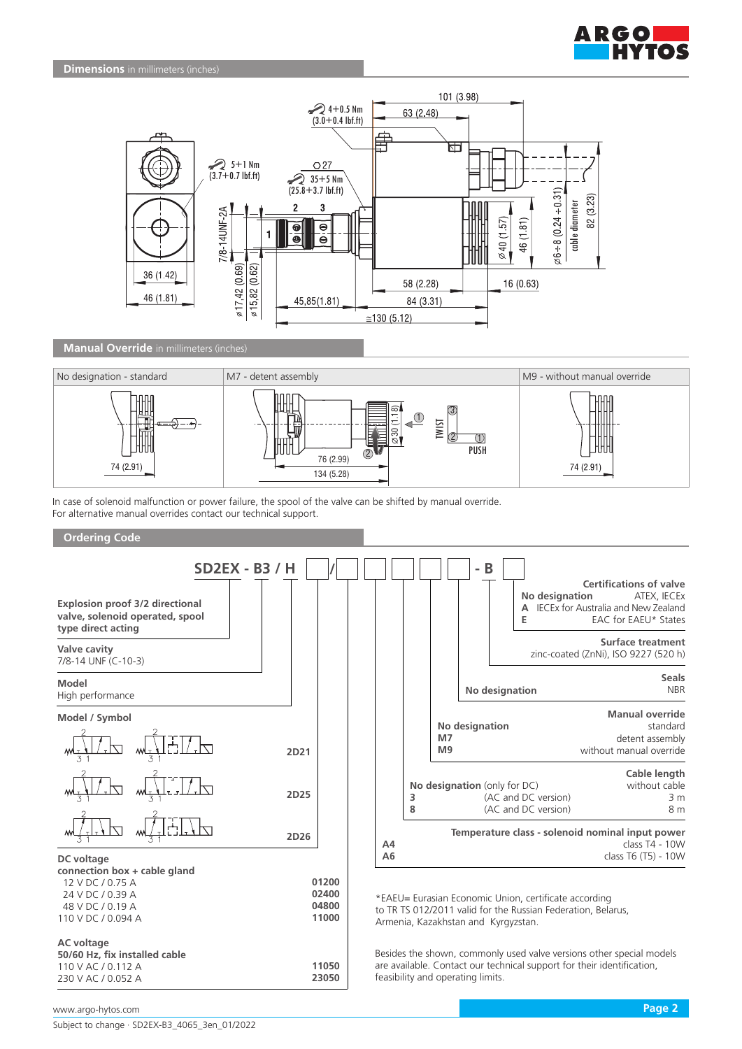## Dimensions in millimeters (inches)

## Manual Override in millimeters (inches)

| No designation - standard | M7 - detent assembly | M9 - without manual override |
|---|---|---|
| 74 (2.91) | 76 (2.99) / 134 (5.28) | 74 (2.91) |

In case of solenoid malfunction or power failure, the spool of the valve can be shifted by manual override.
For alternative manual overrides contact our technical support.

## Ordering Code

**SD2EX - B3 / H [ ] / [ ] [ ] [ ] [ ] - B [ ]**

**Explosion proof 3/2 directional valve, solenoid operated, spool type direct acting**

**Valve cavity**
7/8-14 UNF (C-10-3)

**Model**
High performance

**Model / Symbol**

| Symbol | Code |
|---|---|
| | **2D21** |
| | **2D25** |
| | **2D26** |

**DC voltage connection box + cable gland**

| Voltage | Code |
|---|---|
| 12 V DC / 0.75 A | **01200** |
| 24 V DC / 0.39 A | **02400** |
| 48 V DC / 0.19 A | **04800** |
| 110 V DC / 0.094 A | **11000** |

**AC voltage 50/60 Hz, fix installed cable**

| Voltage | Code |
|---|---|
| 110 V AC / 0.112 A | **11050** |
| 230 V AC / 0.052 A | **23050** |

**Temperature class - solenoid nominal input power**

| Code | |
|---|---|
| **A4** | class T4 - 10W |
| **A6** | class T6 (T5) - 10W |

**Cable length**

| Code | | |
|---|---|---|
| **No designation** (only for DC) | | without cable |
| **3** | (AC and DC version) | 3 m |
| **8** | (AC and DC version) | 8 m |

**Manual override**

| Code | |
|---|---|
| **No designation** | standard |
| **M7** | detent assembly |
| **M9** | without manual override |

**Seals**

| Code | |
|---|---|
| **No designation** | NBR |

**Surface treatment**
zinc-coated (ZnNi), ISO 9227 (520 h)

**Certifications of valve**

| Code | |
|---|---|
| **No designation** | ATEX, IECEx |
| **A** | IECEx for Australia and New Zealand |
| **E** | EAC for EAEU* States |

*EAEU= Eurasian Economic Union, certificate according to TR TS 012/2011 valid for the Russian Federation, Belarus, Armenia, Kazakhstan and Kyrgyzstan.

Besides the shown, commonly used valve versions other special models are available. Contact our technical support for their identification, feasibility and operating limits.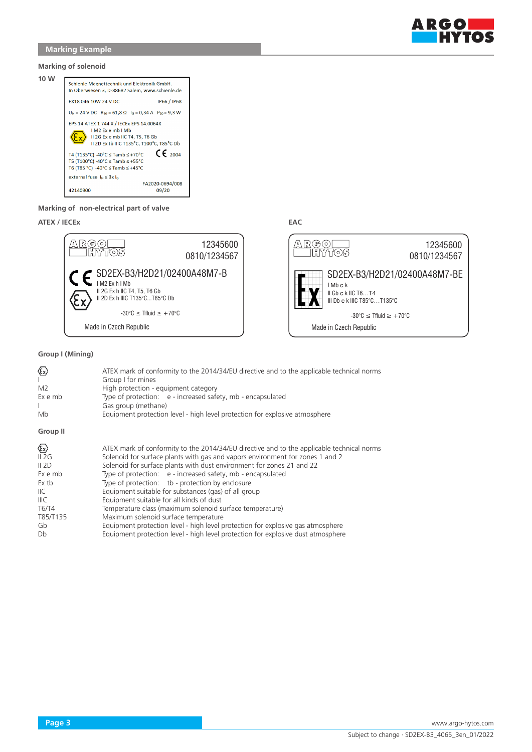## Marking Example

### Marking of solenoid

**10 W**

Schienle Magnettechnik und Elektronik GmbH.
In Oberwiesen 3, D-88682 Salem, www.schienle.de

EX18 046 10W 24 V DC IP66 / IP68

$U_N$ = 24 V DC $R_{20}$ = 61,8 Ω $I_G$ = 0,34 A $P_{20}$ = 9,3 W

EPS 14 ATEX 1 744 X / IECEx EPS 14.0064X
I M2 Ex e mb I Mb
II 2G Ex e mb IIC T4, T5, T6 Gb
II 2D Ex tb IIIC T135°C, T100°C, T85°C Db

T4 (T135°C) -40°C ≤ Tamb ≤ +70°C CE 2004
T5 (T100°C) -40°C ≤ Tamb ≤ +55°C
T6 (T85 °C) -40°C ≤ Tamb ≤ +45°C

external fuse $I_N$ ≤ 3x $I_G$

FA2020-0694/008
42140900 09/20

### Marking of non-electrical part of valve

**ATEX / IECEx**

ARGO HYTOS 12345600
0810/1234567

CE SD2EX-B3/H2D21/02400A48M7-B
I M2 Ex h I Mb
II 2G Ex h IIC T4, T5, T6 Gb
II 2D Ex h IIIC T135°C...T85°C Db

-30°C ≤ Tfluid ≥ +70°C

Made in Czech Republic

**EAC**

ARGO HYTOS 12345600
0810/1234567

Ex SD2EX-B3/H2D21/02400A48M7-BE
I Mb c k
II Gb c k IIC T6…T4
III Db c k IIIC T85°C…T135°C

-30°C ≤ Tfluid ≥ +70°C

Made in Czech Republic

### Group I (Mining)

| | |
|---|---|
| Ex | ATEX mark of conformity to the 2014/34/EU directive and to the applicable technical norms |
| I | Group I for mines |
| M2 | High protection - equipment category |
| Ex e mb | Type of protection: e - increased safety, mb - encapsulated |
| I | Gas group (methane) |
| Mb | Equipment protection level - high level protection for explosive atmosphere |

### Group II

| | |
|---|---|
| Ex | ATEX mark of conformity to the 2014/34/EU directive and to the applicable technical norms |
| II 2G | Solenoid for surface plants with gas and vapors environment for zones 1 and 2 |
| II 2D | Solenoid for surface plants with dust environment for zones 21 and 22 |
| Ex e mb | Type of protection: e - increased safety, mb - encapsulated |
| Ex tb | Type of protection: tb - protection by enclosure |
| IIC | Equipment suitable for substances (gas) of all group |
| IIIC | Equipment suitable for all kinds of dust |
| T6/T4 | Temperature class (maximum solenoid surface temperature) |
| T85/T135 | Maximum solenoid surface temperature |
| Gb | Equipment protection level - high level protection for explosive gas atmosphere |
| Db | Equipment protection level - high level protection for explosive dust atmosphere |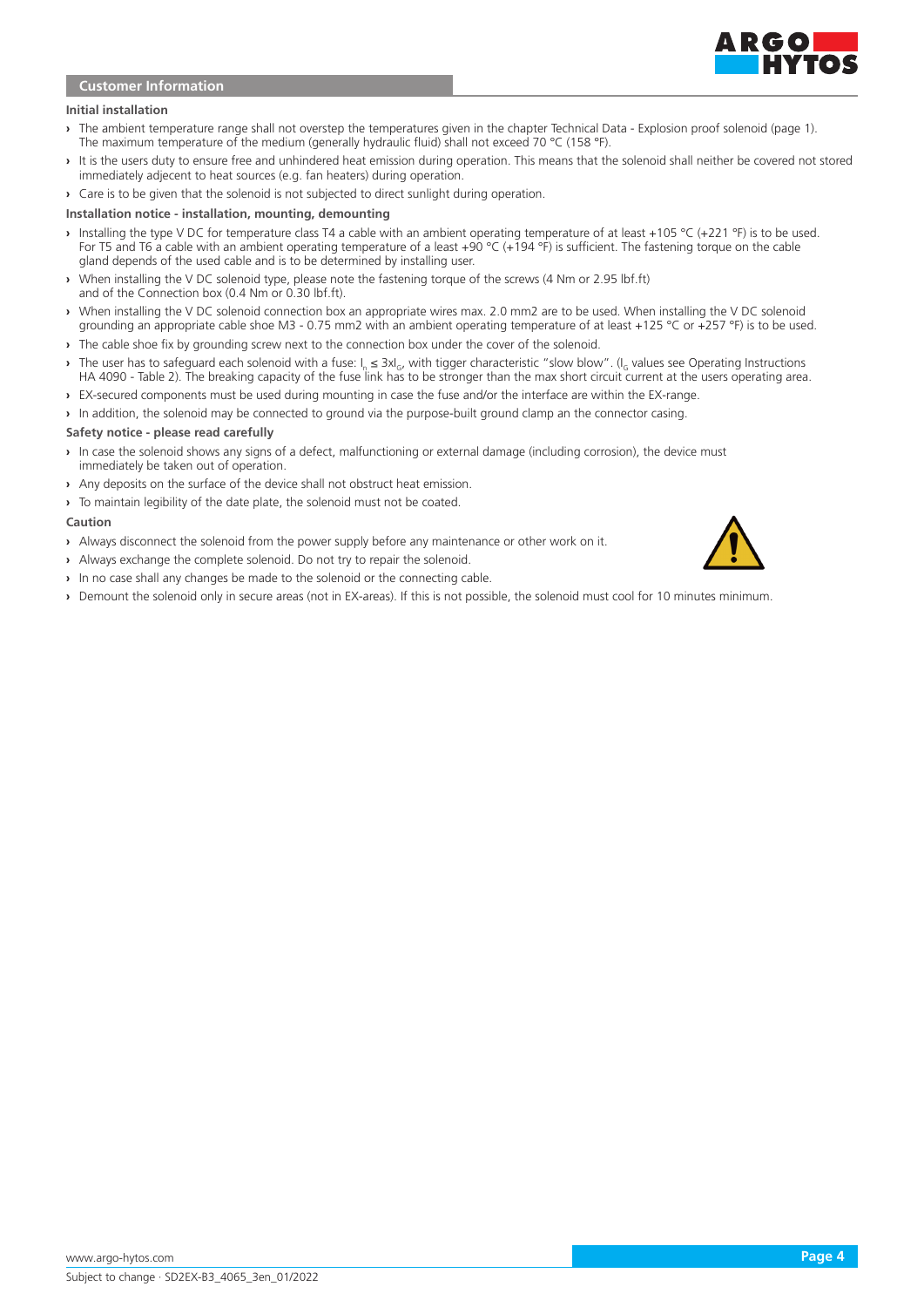## Customer Information

### Initial installation

- The ambient temperature range shall not overstep the temperatures given in the chapter Technical Data - Explosion proof solenoid (page 1). The maximum temperature of the medium (generally hydraulic fluid) shall not exceed 70 °C (158 °F).
- It is the users duty to ensure free and unhindered heat emission during operation. This means that the solenoid shall neither be covered not stored immediately adjecent to heat sources (e.g. fan heaters) during operation.
- Care is to be given that the solenoid is not subjected to direct sunlight during operation.

### Installation notice - installation, mounting, demounting

- Installing the type V DC for temperature class T4 a cable with an ambient operating temperature of at least +105 °C (+221 °F) is to be used. For T5 and T6 a cable with an ambient operating temperature of a least +90 °C (+194 °F) is sufficient. The fastening torque on the cable gland depends of the used cable and is to be determined by installing user.
- When installing the V DC solenoid type, please note the fastening torque of the screws (4 Nm or 2.95 lbf.ft) and of the Connection box (0.4 Nm or 0.30 lbf.ft).
- When installing the V DC solenoid connection box an appropriate wires max. 2.0 mm2 are to be used. When installing the V DC solenoid grounding an appropriate cable shoe M3 - 0.75 mm2 with an ambient operating temperature of at least +125 °C or +257 °F) is to be used.
- The cable shoe fix by grounding screw next to the connection box under the cover of the solenoid.
- The user has to safeguard each solenoid with a fuse: $I_s \leq 3xI_G$, with tigger characteristic "slow blow". ($I_G$ values see Operating Instructions HA 4090 - Table 2). The breaking capacity of the fuse link has to be stronger than the max short circuit current at the users operating area.
- EX-secured components must be used during mounting in case the fuse and/or the interface are within the EX-range.
- In addition, the solenoid may be connected to ground via the purpose-built ground clamp an the connector casing.

### Safety notice - please read carefully

- In case the solenoid shows any signs of a defect, malfunctioning or external damage (including corrosion), the device must immediately be taken out of operation.
- Any deposits on the surface of the device shall not obstruct heat emission.
- To maintain legibility of the date plate, the solenoid must not be coated.

### Caution

- Always disconnect the solenoid from the power supply before any maintenance or other work on it.
- Always exchange the complete solenoid. Do not try to repair the solenoid.
- In no case shall any changes be made to the solenoid or the connecting cable.
- Demount the solenoid only in secure areas (not in EX-areas). If this is not possible, the solenoid must cool for 10 minutes minimum.

www.argo-hytos.com

Subject to change · SD2EX-B3_4065_3en_01/2022